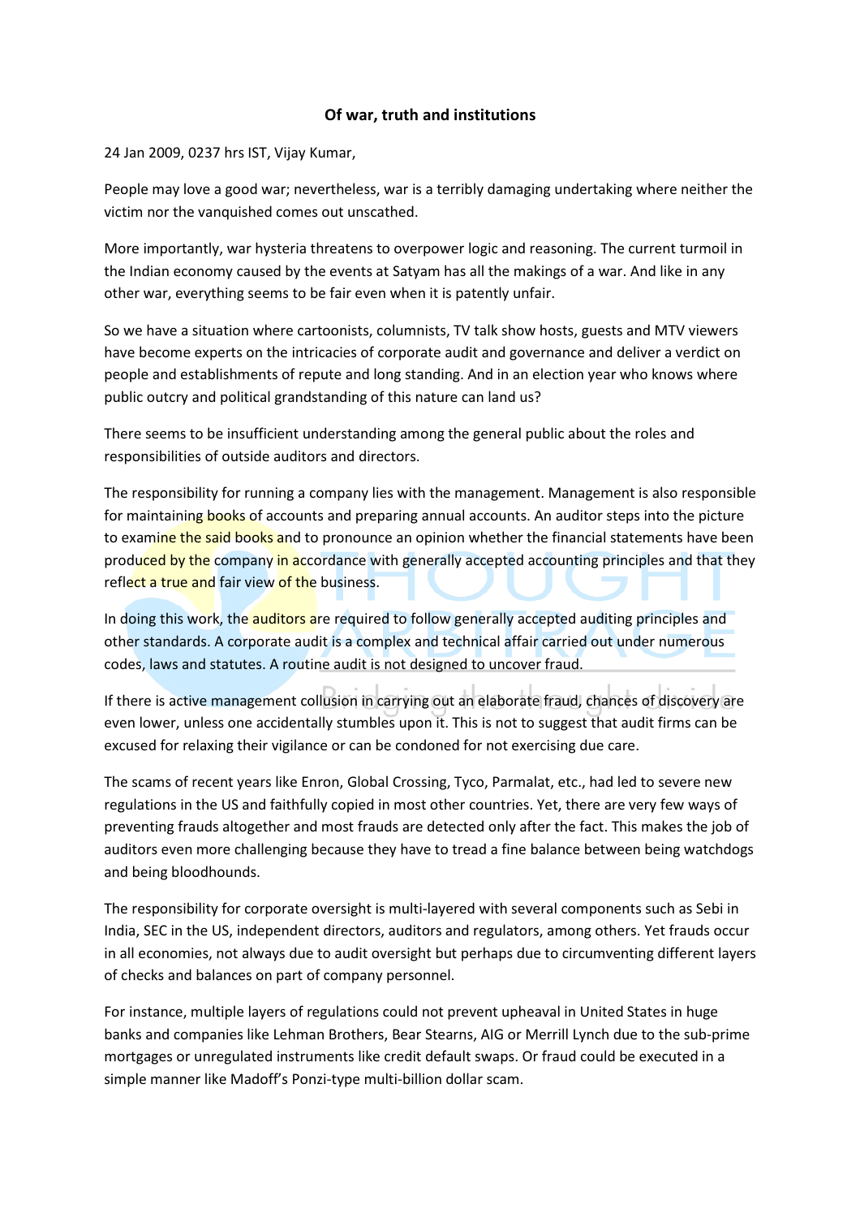# Of war, truth and institutions

24 Jan 2009, 0237 hrs IST, Vijay Kumar,

People may love a good war; nevertheless, war is a terribly damaging undertaking where neither the victim nor the vanquished comes out unscathed.

More importantly, war hysteria threatens to overpower logic and reasoning. The current turmoil in the Indian economy caused by the events at Satyam has all the makings of a war. And like in any other war, everything seems to be fair even when it is patently unfair.

So we have a situation where cartoonists, columnists, TV talk show hosts, guests and MTV viewers have become experts on the intricacies of corporate audit and governance and deliver a verdict on people and establishments of repute and long standing. And in an election year who knows where public outcry and political grandstanding of this nature can land us?

There seems to be insufficient understanding among the general public about the roles and responsibilities of outside auditors and directors.

The responsibility for running a company lies with the management. Management is also responsible for maintaining books of accounts and preparing annual accounts. An auditor steps into the picture to examine the said books and to pronounce an opinion whether the financial statements have been produced by the company in accordance with generally accepted accounting principles and that they reflect a true and fair view of the business.

In doing this work, the auditors are required to follow generally accepted auditing principles and other standards. A corporate audit is a complex and technical affair carried out under numerous codes, laws and statutes. A routine audit is not designed to uncover fraud.

If there is active management collusion in carrying out an elaborate fraud, chances of discovery are even lower, unless one accidentally stumbles upon it. This is not to suggest that audit firms can be excused for relaxing their vigilance or can be condoned for not exercising due care.

The scams of recent years like Enron, Global Crossing, Tyco, Parmalat, etc., had led to severe new regulations in the US and faithfully copied in most other countries. Yet, there are very few ways of preventing frauds altogether and most frauds are detected only after the fact. This makes the job of auditors even more challenging because they have to tread a fine balance between being watchdogs and being bloodhounds.

The responsibility for corporate oversight is multi-layered with several components such as Sebi in India, SEC in the US, independent directors, auditors and regulators, among others. Yet frauds occur in all economies, not always due to audit oversight but perhaps due to circumventing different layers of checks and balances on part of company personnel.

For instance, multiple layers of regulations could not prevent upheaval in United States in huge banks and companies like Lehman Brothers, Bear Stearns, AIG or Merrill Lynch due to the sub-prime mortgages or unregulated instruments like credit default swaps. Or fraud could be executed in a simple manner like Madoff's Ponzi-type multi-billion dollar scam.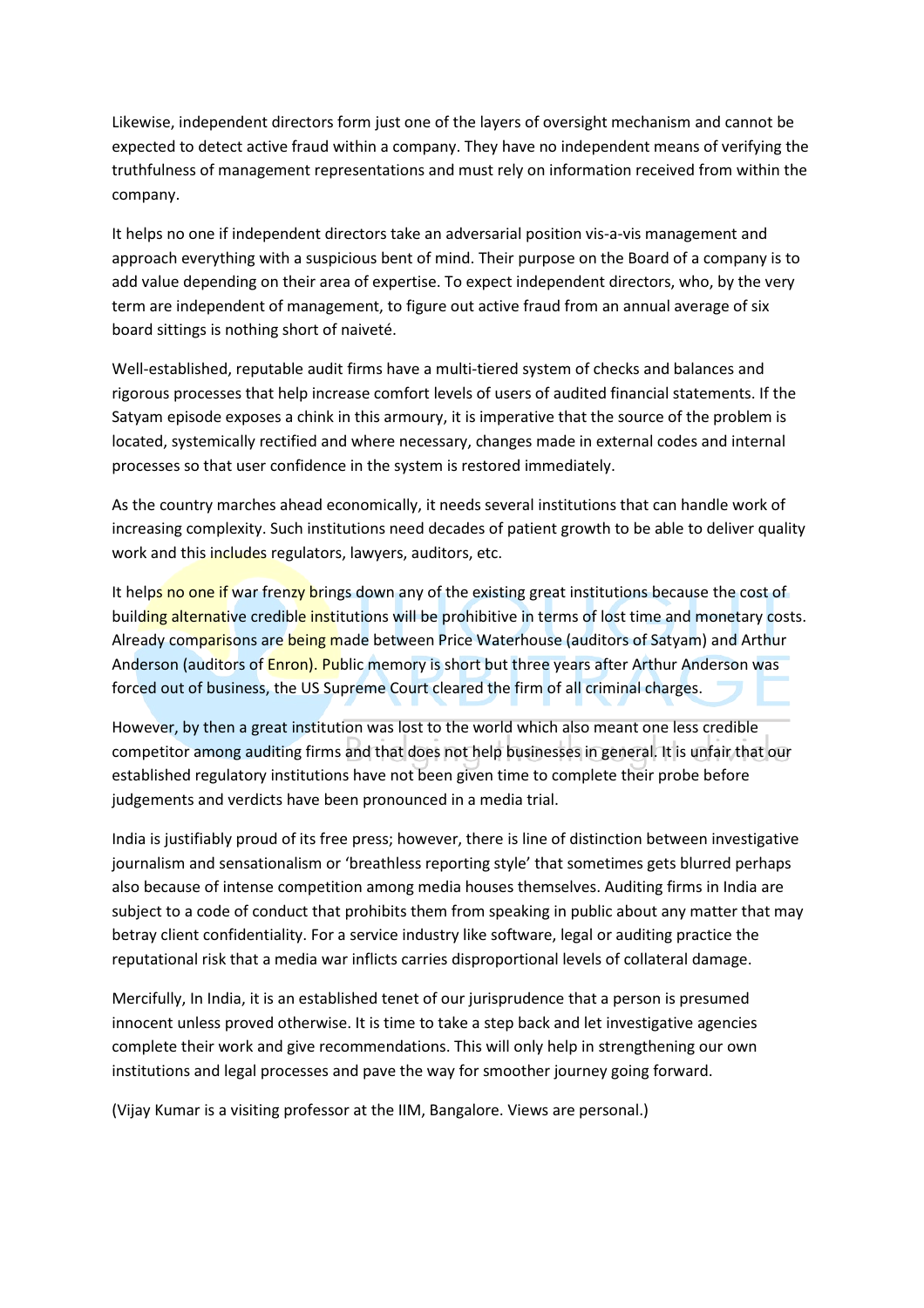Likewise, independent directors form just one of the layers of oversight mechanism and cannot be expected to detect active fraud within a company. They have no independent means of verifying the truthfulness of management representations and must rely on information received from within the company.

It helps no one if independent directors take an adversarial position vis-a-vis management and approach everything with a suspicious bent of mind. Their purpose on the Board of a company is to add value depending on their area of expertise. To expect independent directors, who, by the very term are independent of management, to figure out active fraud from an annual average of six board sittings is nothing short of naiveté.

Well-established, reputable audit firms have a multi-tiered system of checks and balances and rigorous processes that help increase comfort levels of users of audited financial statements. If the Satyam episode exposes a chink in this armoury, it is imperative that the source of the problem is located, systemically rectified and where necessary, changes made in external codes and internal processes so that user confidence in the system is restored immediately.

As the country marches ahead economically, it needs several institutions that can handle work of increasing complexity. Such institutions need decades of patient growth to be able to deliver quality work and this includes regulators, lawyers, auditors, etc.

It helps no one if war frenzy brings down any of the existing great institutions because the cost of building alternative credible institutions will be prohibitive in terms of lost time and monetary costs. Already comparisons are being made between Price Waterhouse (auditors of Satyam) and Arthur Anderson (auditors of Enron). Public memory is short but three years after Arthur Anderson was forced out of business, the US Supreme Court cleared the firm of all criminal charges.

However, by then a great institution was lost to the world which also meant one less credible competitor among auditing firms and that does not help businesses in general. It is unfair that our established regulatory institutions have not been given time to complete their probe before judgements and verdicts have been pronounced in a media trial.

India is justifiably proud of its free press; however, there is line of distinction between investigative journalism and sensationalism or 'breathless reporting style' that sometimes gets blurred perhaps also because of intense competition among media houses themselves. Auditing firms in India are subject to a code of conduct that prohibits them from speaking in public about any matter that may betray client confidentiality. For a service industry like software, legal or auditing practice the reputational risk that a media war inflicts carries disproportional levels of collateral damage.

Mercifully, In India, it is an established tenet of our jurisprudence that a person is presumed innocent unless proved otherwise. It is time to take a step back and let investigative agencies complete their work and give recommendations. This will only help in strengthening our own institutions and legal processes and pave the way for smoother journey going forward.

(Vijay Kumar is a visiting professor at the IIM, Bangalore. Views are personal.)